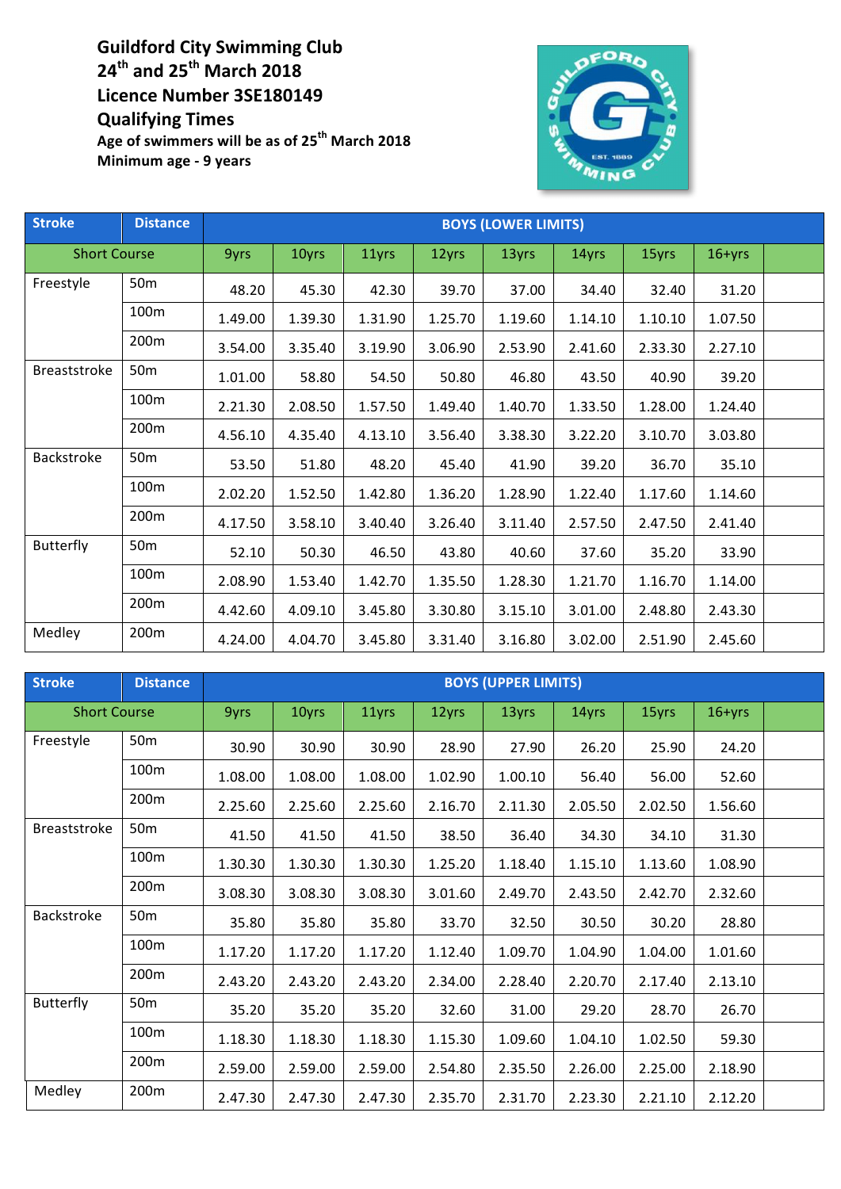**Guildford City Swimming Club**
**24th and 25th March 2018**
**Licence Number 3SE180149**
**Qualifying Times**
**Age of swimmers will be as of 25th March 2018**
**Minimum age - 9 years**

| Stroke | Distance | BOYS (LOWER LIMITS) | | | | | | | | |
|---|---|---|---|---|---|---|---|---|---|---|
| Short Course | | 9yrs | 10yrs | 11yrs | 12yrs | 13yrs | 14yrs | 15yrs | 16+yrs | |
| Freestyle | 50m | 48.20 | 45.30 | 42.30 | 39.70 | 37.00 | 34.40 | 32.40 | 31.20 | |
| | 100m | 1.49.00 | 1.39.30 | 1.31.90 | 1.25.70 | 1.19.60 | 1.14.10 | 1.10.10 | 1.07.50 | |
| | 200m | 3.54.00 | 3.35.40 | 3.19.90 | 3.06.90 | 2.53.90 | 2.41.60 | 2.33.30 | 2.27.10 | |
| Breaststroke | 50m | 1.01.00 | 58.80 | 54.50 | 50.80 | 46.80 | 43.50 | 40.90 | 39.20 | |
| | 100m | 2.21.30 | 2.08.50 | 1.57.50 | 1.49.40 | 1.40.70 | 1.33.50 | 1.28.00 | 1.24.40 | |
| | 200m | 4.56.10 | 4.35.40 | 4.13.10 | 3.56.40 | 3.38.30 | 3.22.20 | 3.10.70 | 3.03.80 | |
| Backstroke | 50m | 53.50 | 51.80 | 48.20 | 45.40 | 41.90 | 39.20 | 36.70 | 35.10 | |
| | 100m | 2.02.20 | 1.52.50 | 1.42.80 | 1.36.20 | 1.28.90 | 1.22.40 | 1.17.60 | 1.14.60 | |
| | 200m | 4.17.50 | 3.58.10 | 3.40.40 | 3.26.40 | 3.11.40 | 2.57.50 | 2.47.50 | 2.41.40 | |
| Butterfly | 50m | 52.10 | 50.30 | 46.50 | 43.80 | 40.60 | 37.60 | 35.20 | 33.90 | |
| | 100m | 2.08.90 | 1.53.40 | 1.42.70 | 1.35.50 | 1.28.30 | 1.21.70 | 1.16.70 | 1.14.00 | |
| | 200m | 4.42.60 | 4.09.10 | 3.45.80 | 3.30.80 | 3.15.10 | 3.01.00 | 2.48.80 | 2.43.30 | |
| Medley | 200m | 4.24.00 | 4.04.70 | 3.45.80 | 3.31.40 | 3.16.80 | 3.02.00 | 2.51.90 | 2.45.60 | |

| Stroke | Distance | BOYS (UPPER LIMITS) | | | | | | | | |
|---|---|---|---|---|---|---|---|---|---|---|
| Short Course | | 9yrs | 10yrs | 11yrs | 12yrs | 13yrs | 14yrs | 15yrs | 16+yrs | |
| Freestyle | 50m | 30.90 | 30.90 | 30.90 | 28.90 | 27.90 | 26.20 | 25.90 | 24.20 | |
| | 100m | 1.08.00 | 1.08.00 | 1.08.00 | 1.02.90 | 1.00.10 | 56.40 | 56.00 | 52.60 | |
| | 200m | 2.25.60 | 2.25.60 | 2.25.60 | 2.16.70 | 2.11.30 | 2.05.50 | 2.02.50 | 1.56.60 | |
| Breaststroke | 50m | 41.50 | 41.50 | 41.50 | 38.50 | 36.40 | 34.30 | 34.10 | 31.30 | |
| | 100m | 1.30.30 | 1.30.30 | 1.30.30 | 1.25.20 | 1.18.40 | 1.15.10 | 1.13.60 | 1.08.90 | |
| | 200m | 3.08.30 | 3.08.30 | 3.08.30 | 3.01.60 | 2.49.70 | 2.43.50 | 2.42.70 | 2.32.60 | |
| Backstroke | 50m | 35.80 | 35.80 | 35.80 | 33.70 | 32.50 | 30.50 | 30.20 | 28.80 | |
| | 100m | 1.17.20 | 1.17.20 | 1.17.20 | 1.12.40 | 1.09.70 | 1.04.90 | 1.04.00 | 1.01.60 | |
| | 200m | 2.43.20 | 2.43.20 | 2.43.20 | 2.34.00 | 2.28.40 | 2.20.70 | 2.17.40 | 2.13.10 | |
| Butterfly | 50m | 35.20 | 35.20 | 35.20 | 32.60 | 31.00 | 29.20 | 28.70 | 26.70 | |
| | 100m | 1.18.30 | 1.18.30 | 1.18.30 | 1.15.30 | 1.09.60 | 1.04.10 | 1.02.50 | 59.30 | |
| | 200m | 2.59.00 | 2.59.00 | 2.59.00 | 2.54.80 | 2.35.50 | 2.26.00 | 2.25.00 | 2.18.90 | |
| Medley | 200m | 2.47.30 | 2.47.30 | 2.47.30 | 2.35.70 | 2.31.70 | 2.23.30 | 2.21.10 | 2.12.20 | |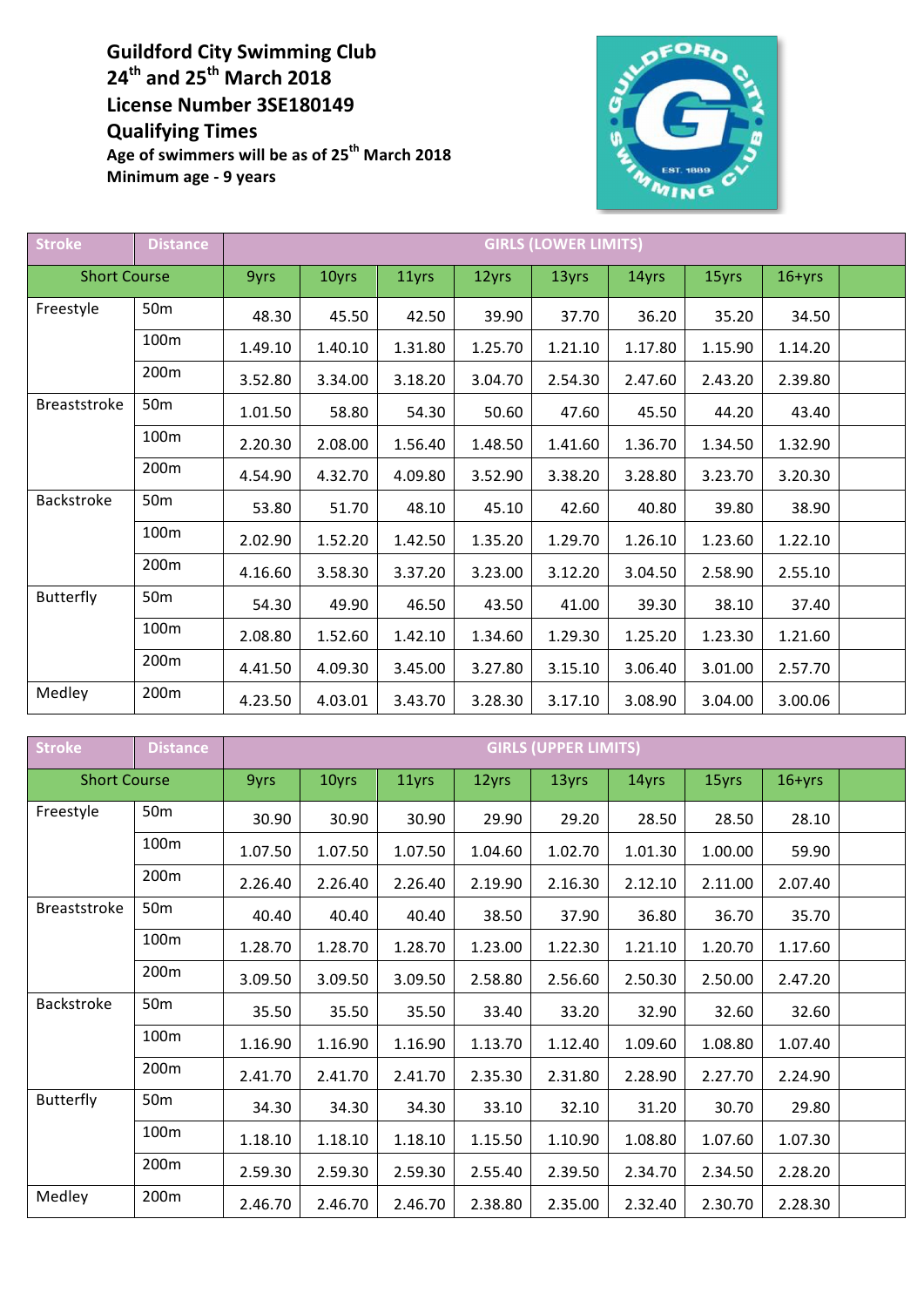**Guildford City Swimming Club**
**24th and 25th March 2018**
**License Number 3SE180149**
**Qualifying Times**
**Age of swimmers will be as of 25th March 2018**
**Minimum age - 9 years**

| Stroke | Distance | GIRLS (LOWER LIMITS) | | | | | | | | |
|---|---|---|---|---|---|---|---|---|---|---|
| Short Course | | 9yrs | 10yrs | 11yrs | 12yrs | 13yrs | 14yrs | 15yrs | 16+yrs | |
| Freestyle | 50m | 48.30 | 45.50 | 42.50 | 39.90 | 37.70 | 36.20 | 35.20 | 34.50 | |
| | 100m | 1.49.10 | 1.40.10 | 1.31.80 | 1.25.70 | 1.21.10 | 1.17.80 | 1.15.90 | 1.14.20 | |
| | 200m | 3.52.80 | 3.34.00 | 3.18.20 | 3.04.70 | 2.54.30 | 2.47.60 | 2.43.20 | 2.39.80 | |
| Breaststroke | 50m | 1.01.50 | 58.80 | 54.30 | 50.60 | 47.60 | 45.50 | 44.20 | 43.40 | |
| | 100m | 2.20.30 | 2.08.00 | 1.56.40 | 1.48.50 | 1.41.60 | 1.36.70 | 1.34.50 | 1.32.90 | |
| | 200m | 4.54.90 | 4.32.70 | 4.09.80 | 3.52.90 | 3.38.20 | 3.28.80 | 3.23.70 | 3.20.30 | |
| Backstroke | 50m | 53.80 | 51.70 | 48.10 | 45.10 | 42.60 | 40.80 | 39.80 | 38.90 | |
| | 100m | 2.02.90 | 1.52.20 | 1.42.50 | 1.35.20 | 1.29.70 | 1.26.10 | 1.23.60 | 1.22.10 | |
| | 200m | 4.16.60 | 3.58.30 | 3.37.20 | 3.23.00 | 3.12.20 | 3.04.50 | 2.58.90 | 2.55.10 | |
| Butterfly | 50m | 54.30 | 49.90 | 46.50 | 43.50 | 41.00 | 39.30 | 38.10 | 37.40 | |
| | 100m | 2.08.80 | 1.52.60 | 1.42.10 | 1.34.60 | 1.29.30 | 1.25.20 | 1.23.30 | 1.21.60 | |
| | 200m | 4.41.50 | 4.09.30 | 3.45.00 | 3.27.80 | 3.15.10 | 3.06.40 | 3.01.00 | 2.57.70 | |
| Medley | 200m | 4.23.50 | 4.03.01 | 3.43.70 | 3.28.30 | 3.17.10 | 3.08.90 | 3.04.00 | 3.00.06 | |

| Stroke | Distance | GIRLS (UPPER LIMITS) | | | | | | | | |
|---|---|---|---|---|---|---|---|---|---|---|
| Short Course | | 9yrs | 10yrs | 11yrs | 12yrs | 13yrs | 14yrs | 15yrs | 16+yrs | |
| Freestyle | 50m | 30.90 | 30.90 | 30.90 | 29.90 | 29.20 | 28.50 | 28.50 | 28.10 | |
| | 100m | 1.07.50 | 1.07.50 | 1.07.50 | 1.04.60 | 1.02.70 | 1.01.30 | 1.00.00 | 59.90 | |
| | 200m | 2.26.40 | 2.26.40 | 2.26.40 | 2.19.90 | 2.16.30 | 2.12.10 | 2.11.00 | 2.07.40 | |
| Breaststroke | 50m | 40.40 | 40.40 | 40.40 | 38.50 | 37.90 | 36.80 | 36.70 | 35.70 | |
| | 100m | 1.28.70 | 1.28.70 | 1.28.70 | 1.23.00 | 1.22.30 | 1.21.10 | 1.20.70 | 1.17.60 | |
| | 200m | 3.09.50 | 3.09.50 | 3.09.50 | 2.58.80 | 2.56.60 | 2.50.30 | 2.50.00 | 2.47.20 | |
| Backstroke | 50m | 35.50 | 35.50 | 35.50 | 33.40 | 33.20 | 32.90 | 32.60 | 32.60 | |
| | 100m | 1.16.90 | 1.16.90 | 1.16.90 | 1.13.70 | 1.12.40 | 1.09.60 | 1.08.80 | 1.07.40 | |
| | 200m | 2.41.70 | 2.41.70 | 2.41.70 | 2.35.30 | 2.31.80 | 2.28.90 | 2.27.70 | 2.24.90 | |
| Butterfly | 50m | 34.30 | 34.30 | 34.30 | 33.10 | 32.10 | 31.20 | 30.70 | 29.80 | |
| | 100m | 1.18.10 | 1.18.10 | 1.18.10 | 1.15.50 | 1.10.90 | 1.08.80 | 1.07.60 | 1.07.30 | |
| | 200m | 2.59.30 | 2.59.30 | 2.59.30 | 2.55.40 | 2.39.50 | 2.34.70 | 2.34.50 | 2.28.20 | |
| Medley | 200m | 2.46.70 | 2.46.70 | 2.46.70 | 2.38.80 | 2.35.00 | 2.32.40 | 2.30.70 | 2.28.30 | |